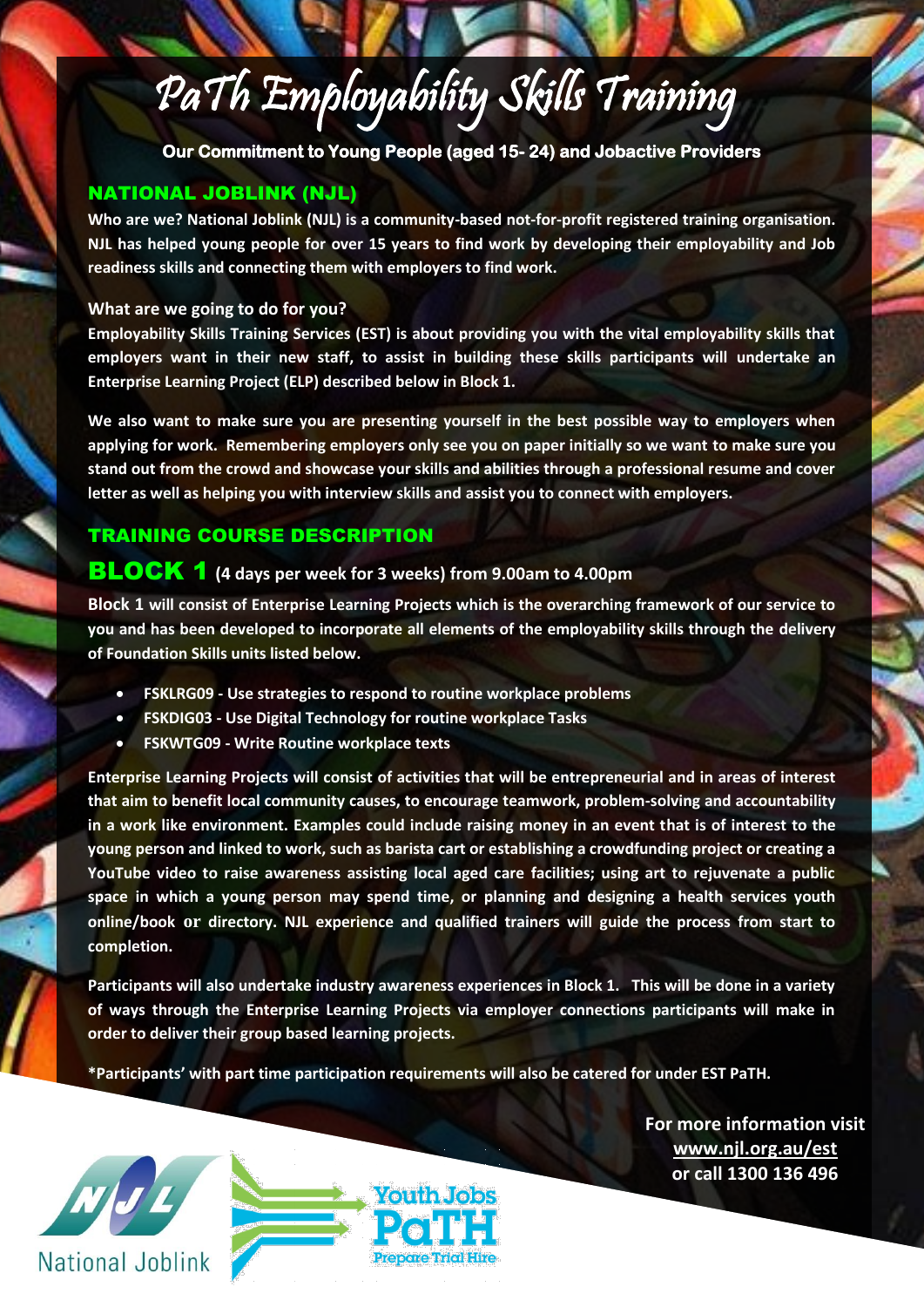# PaTh Employability Skills Training

**Our Commitment to Young People (aged 15- 24) and Jobactive Providers**

## NATIONAL JOBLINK (NJL)

**Who are we? National Joblink (NJL) is a community-based not-for-profit registered training organisation. NJL has helped young people for over 15 years to find work by developing their employability and Job readiness skills and connecting them with employers to find work.**

**What are we going to do for you?**

**Employability Skills Training Services (EST) is about providing you with the vital employability skills that employers want in their new staff, to assist in building these skills participants will undertake an Enterprise Learning Project (ELP) described below in Block 1.**

**We also want to make sure you are presenting yourself in the best possible way to employers when applying for work. Remembering employers only see you on paper initially so we want to make sure you stand out from the crowd and showcase your skills and abilities through a professional resume and cover letter as well as helping you with interview skills and assist you to connect with employers.**

## TRAINING COURSE DESCRIPTION

### BLOCK 1 (4 days per week for 3 weeks) from 9.00am to 4.00pm

**Block 1 will consist of Enterprise Learning Projects which is the overarching framework of our service to you and has been developed to incorporate all elements of the employability skills through the delivery of Foundation Skills units listed below.**

- **FSKLRG09 - Use strategies to respond to routine workplace problems**
- **FSKDIG03 - Use Digital Technology for routine workplace Tasks**
- **FSKWTG09 - Write Routine workplace texts**

**Enterprise Learning Projects will consist of activities that will be entrepreneurial and in areas of interest that aim to benefit local community causes, to encourage teamwork, problem-solving and accountability in a work like environment. Examples could include raising money in an event that is of interest to the young person and linked to work, such as barista cart or establishing a crowdfunding project or creating a YouTube video to raise awareness assisting local aged care facilities; using art to rejuvenate a public space in which a young person may spend time, or planning and designing a health services youth online/book or directory. NJL experience and qualified trainers will guide the process from start to completion.**

**Participants will also undertake industry awareness experiences in Block 1. This will be done in a variety of ways through the Enterprise Learning Projects via employer connections participants will make in order to deliver their group based learning projects.**

**\*Participants' with part time participation requirements will also be catered for under EST PaTH.**

**For more information visit www.njl.org.au/est or call 1300 136 496**

National Joblink

Youth Jobs PaTH Prepare Trial Hire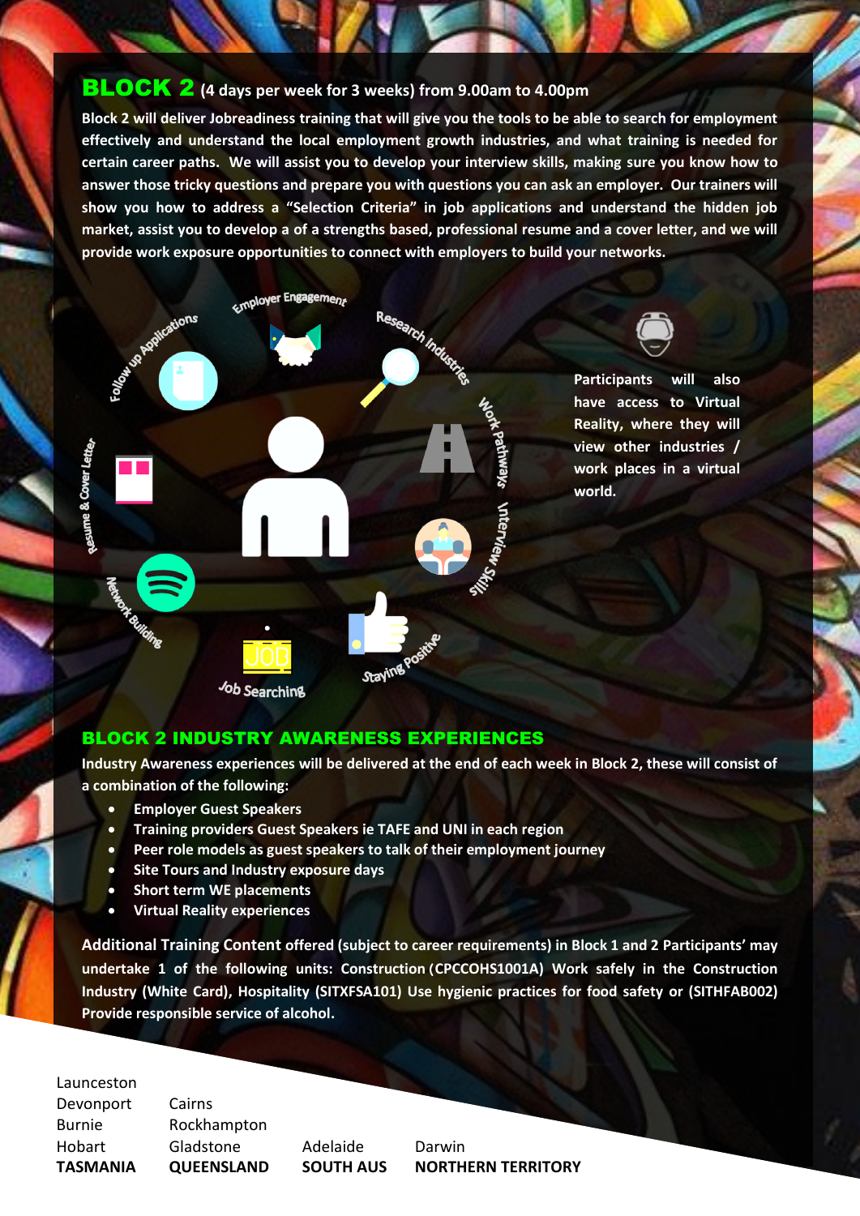## BLOCK 2 (4 days per week for 3 weeks) from 9.00am to 4.00pm

**Block 2 will deliver Jobreadiness training that will give you the tools to be able to search for employment effectively and understand the local employment growth industries, and what training is needed for certain career paths. We will assist you to develop your interview skills, making sure you know how to answer those tricky questions and prepare you with questions you can ask an employer. Our trainers will show you how to address a "Selection Criteria" in job applications and understand the hidden job market, assist you to develop a of a strengths based, professional resume and a cover letter, and we will provide work exposure opportunities to connect with employers to build your networks.**

Employer Engagement

Research Industries

Work Pathways

Interview Skills

Staying Positive

Job Searching

Network Building

Resume & Cover Letter

Follow up Applications

**Participants will also have access to Virtual Reality, where they will view other industries / work places in a virtual world.**

## BLOCK 2 INDUSTRY AWARENESS EXPERIENCES

**Industry Awareness experiences will be delivered at the end of each week in Block 2, these will consist of a combination of the following:**

- **Employer Guest Speakers**
- **Training providers Guest Speakers ie TAFE and UNI in each region**
- **Peer role models as guest speakers to talk of their employment journey**
- **Site Tours and Industry exposure days**
- **Short term WE placements**
- **Virtual Reality experiences**

**Additional Training Content offered (subject to career requirements) in Block 1 and 2 Participants' may undertake 1 of the following units: Construction (CPCCOHS1001A) Work safely in the Construction Industry (White Card), Hospitality (SITXFSA101) Use hygienic practices for food safety or (SITHFAB002) Provide responsible service of alcohol.**

| TASMANIA | QUEENSLAND | SOUTH AUS | NORTHERN TERRITORY |
|---|---|---|---|
| Launceston | Cairns | Adelaide | Darwin |
| Devonport | Rockhampton | | |
| Burnie | Gladstone | | |
| Hobart | | | |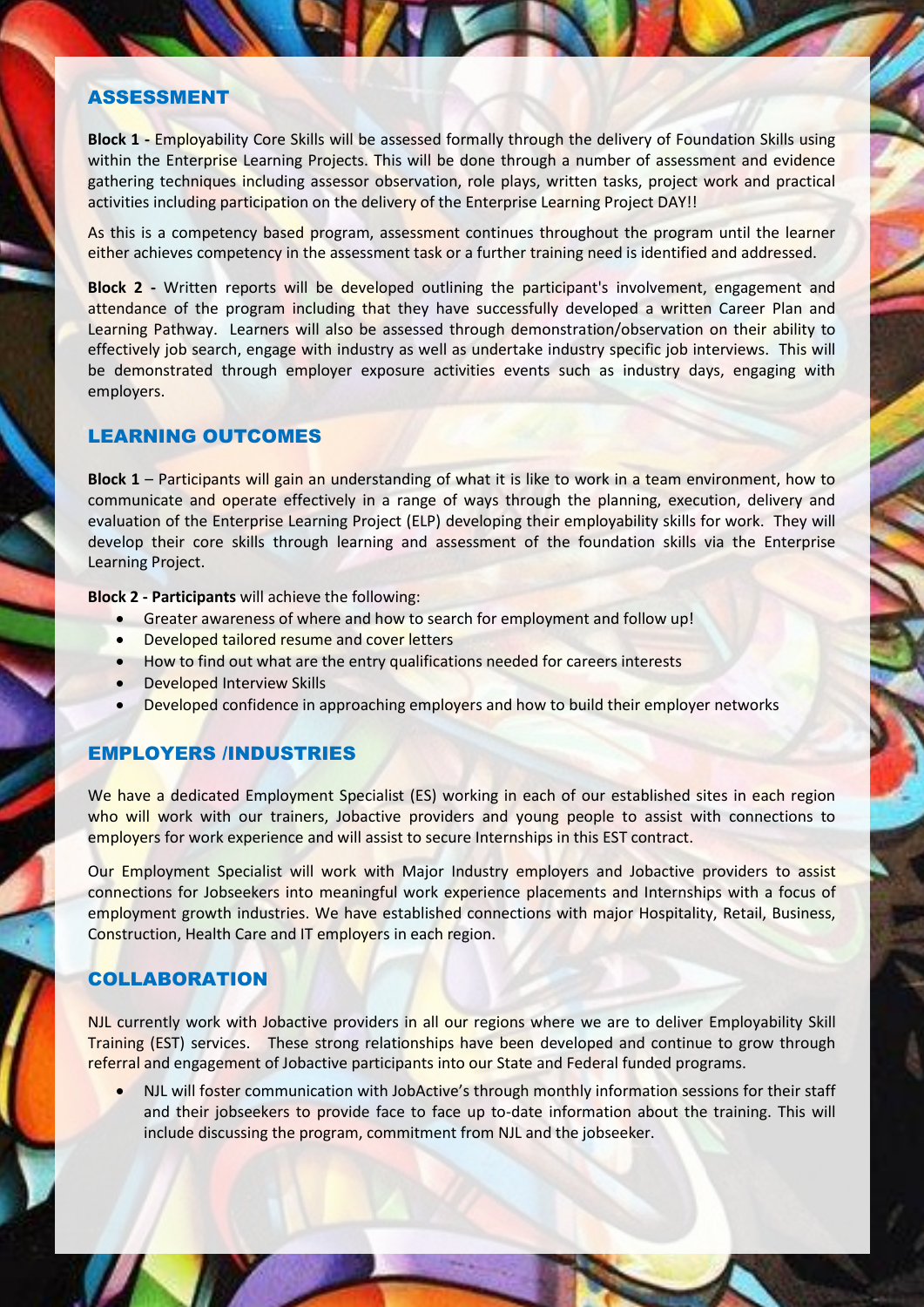## ASSESSMENT

**Block 1 -** Employability Core Skills will be assessed formally through the delivery of Foundation Skills using within the Enterprise Learning Projects. This will be done through a number of assessment and evidence gathering techniques including assessor observation, role plays, written tasks, project work and practical activities including participation on the delivery of the Enterprise Learning Project DAY!!

As this is a competency based program, assessment continues throughout the program until the learner either achieves competency in the assessment task or a further training need is identified and addressed.

**Block 2 -** Written reports will be developed outlining the participant's involvement, engagement and attendance of the program including that they have successfully developed a written Career Plan and Learning Pathway. Learners will also be assessed through demonstration/observation on their ability to effectively job search, engage with industry as well as undertake industry specific job interviews. This will be demonstrated through employer exposure activities events such as industry days, engaging with employers.

## LEARNING OUTCOMES

**Block 1** – Participants will gain an understanding of what it is like to work in a team environment, how to communicate and operate effectively in a range of ways through the planning, execution, delivery and evaluation of the Enterprise Learning Project (ELP) developing their employability skills for work. They will develop their core skills through learning and assessment of the foundation skills via the Enterprise Learning Project.

**Block 2 - Participants** will achieve the following:

- Greater awareness of where and how to search for employment and follow up!
- Developed tailored resume and cover letters
- How to find out what are the entry qualifications needed for careers interests
- Developed Interview Skills
- Developed confidence in approaching employers and how to build their employer networks

## EMPLOYERS /INDUSTRIES

We have a dedicated Employment Specialist (ES) working in each of our established sites in each region who will work with our trainers, Jobactive providers and young people to assist with connections to employers for work experience and will assist to secure Internships in this EST contract.

Our Employment Specialist will work with Major Industry employers and Jobactive providers to assist connections for Jobseekers into meaningful work experience placements and Internships with a focus of employment growth industries. We have established connections with major Hospitality, Retail, Business, Construction, Health Care and IT employers in each region.

## COLLABORATION

NJL currently work with Jobactive providers in all our regions where we are to deliver Employability Skill Training (EST) services. These strong relationships have been developed and continue to grow through referral and engagement of Jobactive participants into our State and Federal funded programs.

- NJL will foster communication with JobActive's through monthly information sessions for their staff and their jobseekers to provide face to face up to-date information about the training. This will include discussing the program, commitment from NJL and the jobseeker.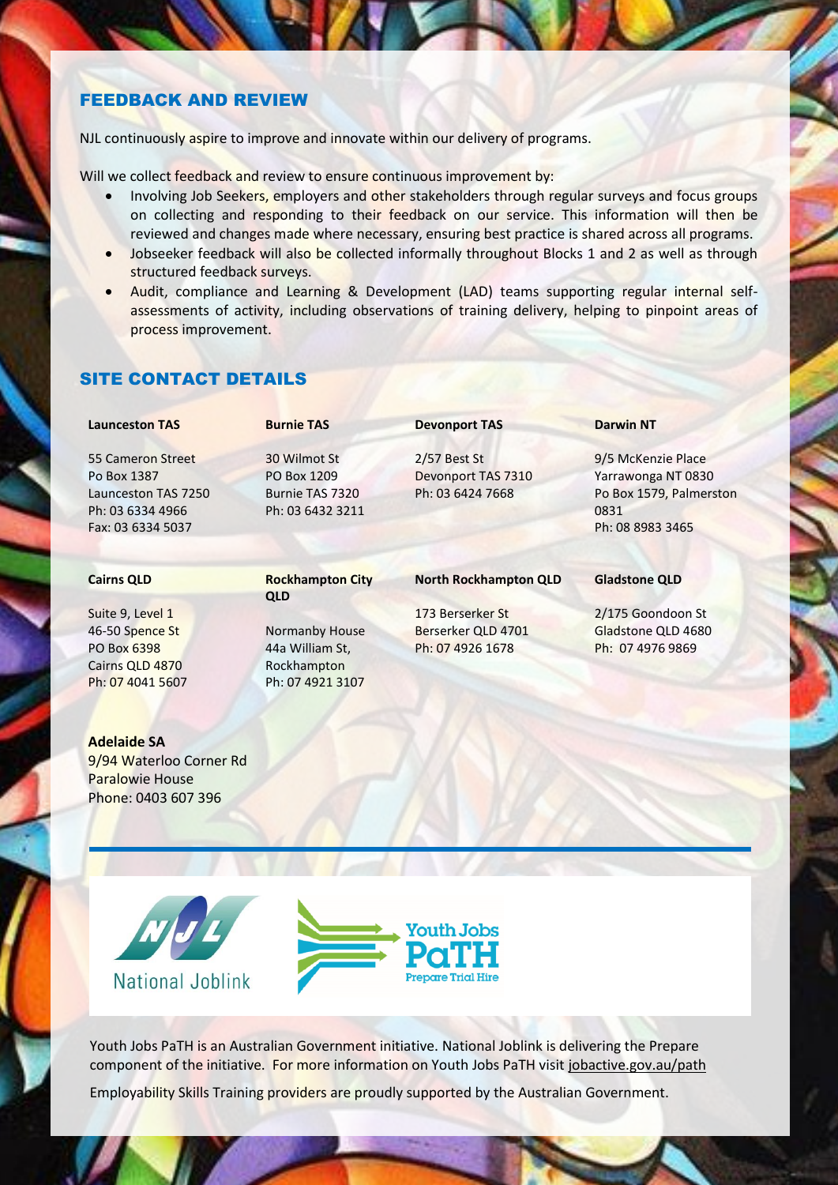## FEEDBACK AND REVIEW

NJL continuously aspire to improve and innovate within our delivery of programs.

Will we collect feedback and review to ensure continuous improvement by:

- Involving Job Seekers, employers and other stakeholders through regular surveys and focus groups on collecting and responding to their feedback on our service. This information will then be reviewed and changes made where necessary, ensuring best practice is shared across all programs.
- Jobseeker feedback will also be collected informally throughout Blocks 1 and 2 as well as through structured feedback surveys.
- Audit, compliance and Learning & Development (LAD) teams supporting regular internal self-assessments of activity, including observations of training delivery, helping to pinpoint areas of process improvement.

## SITE CONTACT DETAILS

**Launceston TAS**

55 Cameron Street
Po Box 1387
Launceston TAS 7250
Ph: 03 6334 4966
Fax: 03 6334 5037

**Burnie TAS**

30 Wilmot St
PO Box 1209
Burnie TAS 7320
Ph: 03 6432 3211

**Devonport TAS**

2/57 Best St
Devonport TAS 7310
Ph: 03 6424 7668

**Darwin NT**

9/5 McKenzie Place
Yarrawonga NT 0830
Po Box 1579, Palmerston 0831
Ph: 08 8983 3465

**Cairns QLD**

Suite 9, Level 1
46-50 Spence St
PO Box 6398
Cairns QLD 4870
Ph: 07 4041 5607

**Rockhampton City QLD**

Normanby House
44a William St,
Rockhampton
Ph: 07 4921 3107

**North Rockhampton QLD**

173 Berserker St
Berserker QLD 4701
Ph: 07 4926 1678

**Gladstone QLD**

2/175 Goondoon St
Gladstone QLD 4680
Ph: 07 4976 9869

**Adelaide SA**
9/94 Waterloo Corner Rd
Paralowie House
Phone: 0403 607 396

National Joblink

Youth Jobs PaTH
Prepare Trial Hire

Youth Jobs PaTH is an Australian Government initiative. National Joblink is delivering the Prepare component of the initiative. For more information on Youth Jobs PaTH visit jobactive.gov.au/path

Employability Skills Training providers are proudly supported by the Australian Government.